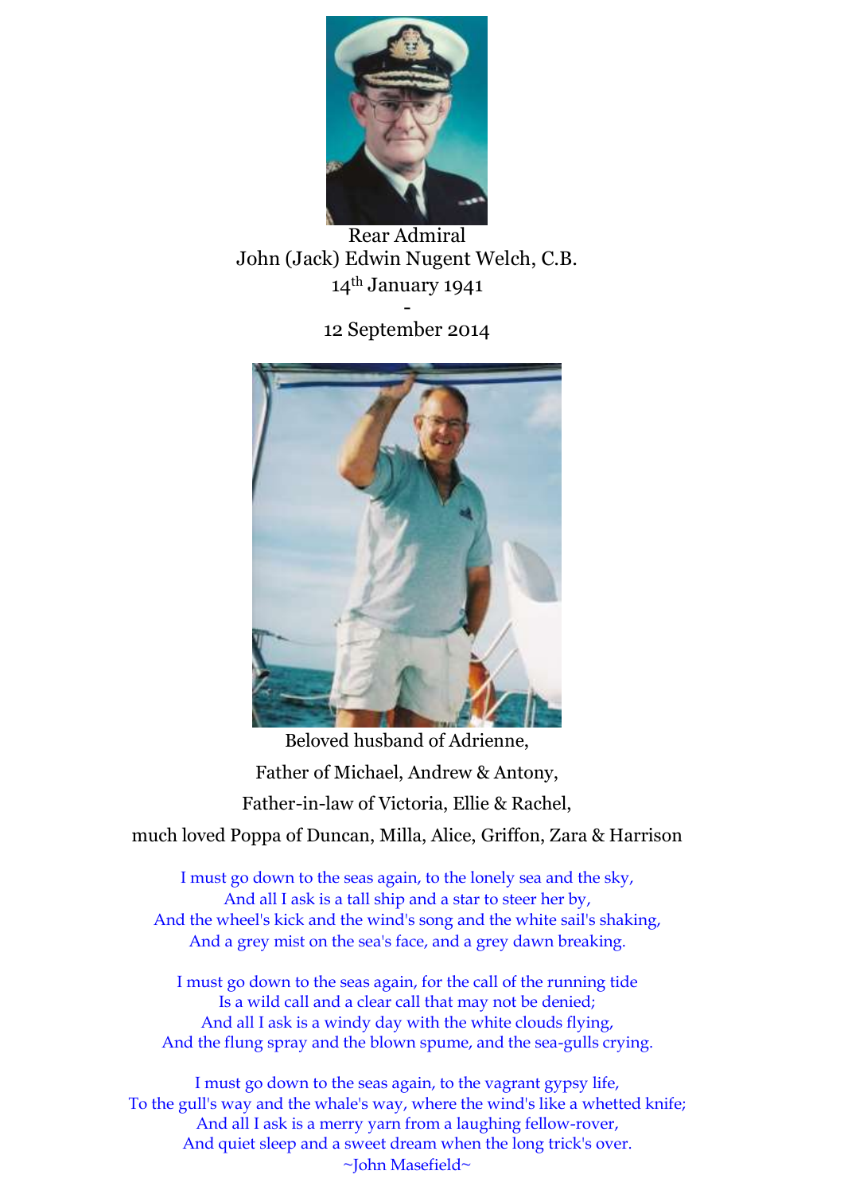Rear Admiral
John (Jack) Edwin Nugent Welch, C.B.
14th January 1941
-
12 September 2014

Beloved husband of Adrienne,

Father of Michael, Andrew & Antony,

Father-in-law of Victoria, Ellie & Rachel,

much loved Poppa of Duncan, Milla, Alice, Griffon, Zara & Harrison

I must go down to the seas again, to the lonely sea and the sky,
And all I ask is a tall ship and a star to steer her by,
And the wheel's kick and the wind's song and the white sail's shaking,
And a grey mist on the sea's face, and a grey dawn breaking.

I must go down to the seas again, for the call of the running tide
Is a wild call and a clear call that may not be denied;
And all I ask is a windy day with the white clouds flying,
And the flung spray and the blown spume, and the sea-gulls crying.

I must go down to the seas again, to the vagrant gypsy life,
To the gull's way and the whale's way, where the wind's like a whetted knife;
And all I ask is a merry yarn from a laughing fellow-rover,
And quiet sleep and a sweet dream when the long trick's over.
~John Masefield~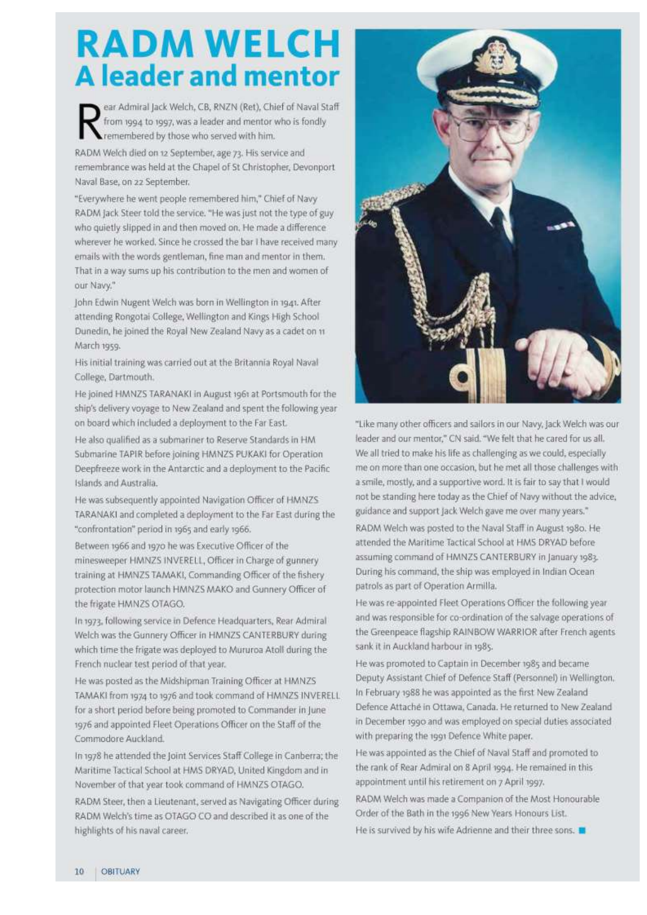# RADM WELCH
## A leader and mentor

Rear Admiral Jack Welch, CB, RNZN (Ret), Chief of Naval Staff from 1994 to 1997, was a leader and mentor who is fondly remembered by those who served with him.

RADM Welch died on 12 September, age 73. His service and remembrance was held at the Chapel of St Christopher, Devonport Naval Base, on 22 September.

"Everywhere he went people remembered him," Chief of Navy RADM Jack Steer told the service. "He was just not the type of guy who quietly slipped in and then moved on. He made a difference wherever he worked. Since he crossed the bar I have received many emails with the words gentleman, fine man and mentor in them. That in a way sums up his contribution to the men and women of our Navy."

John Edwin Nugent Welch was born in Wellington in 1941. After attending Rongotai College, Wellington and Kings High School Dunedin, he joined the Royal New Zealand Navy as a cadet on 11 March 1959.

His initial training was carried out at the Britannia Royal Naval College, Dartmouth.

He joined HMNZS TARANAKI in August 1961 at Portsmouth for the ship's delivery voyage to New Zealand and spent the following year on board which included a deployment to the Far East.

He also qualified as a submariner to Reserve Standards in HM Submarine TAPIR before joining HMNZS PUKAKI for Operation Deepfreeze work in the Antarctic and a deployment to the Pacific Islands and Australia.

He was subsequently appointed Navigation Officer of HMNZS TARANAKI and completed a deployment to the Far East during the "confrontation" period in 1965 and early 1966.

Between 1966 and 1970 he was Executive Officer of the minesweeper HMNZS INVERELL, Officer in Charge of gunnery training at HMNZS TAMAKI, Commanding Officer of the fishery protection motor launch HMNZS MAKO and Gunnery Officer of the frigate HMNZS OTAGO.

In 1973, following service in Defence Headquarters, Rear Admiral Welch was the Gunnery Officer in HMNZS CANTERBURY during which time the frigate was deployed to Mururoa Atoll during the French nuclear test period of that year.

He was posted as the Midshipman Training Officer at HMNZS TAMAKI from 1974 to 1976 and took command of HMNZS INVERELL for a short period before being promoted to Commander in June 1976 and appointed Fleet Operations Officer on the Staff of the Commodore Auckland.

In 1978 he attended the Joint Services Staff College in Canberra; the Maritime Tactical School at HMS DRYAD, United Kingdom and in November of that year took command of HMNZS OTAGO.

RADM Steer, then a Lieutenant, served as Navigating Officer during RADM Welch's time as OTAGO CO and described it as one of the highlights of his naval career.

"Like many other officers and sailors in our Navy, Jack Welch was our leader and our mentor," CN said. "We felt that he cared for us all. We all tried to make his life as challenging as we could, especially me on more than one occasion, but he met all those challenges with a smile, mostly, and a supportive word. It is fair to say that I would not be standing here today as the Chief of Navy without the advice, guidance and support Jack Welch gave me over many years."

RADM Welch was posted to the Naval Staff in August 1980. He attended the Maritime Tactical School at HMS DRYAD before assuming command of HMNZS CANTERBURY in January 1983. During his command, the ship was employed in Indian Ocean patrols as part of Operation Armilla.

He was re-appointed Fleet Operations Officer the following year and was responsible for co-ordination of the salvage operations of the Greenpeace flagship RAINBOW WARRIOR after French agents sank it in Auckland harbour in 1985.

He was promoted to Captain in December 1985 and became Deputy Assistant Chief of Defence Staff (Personnel) in Wellington. In February 1988 he was appointed as the first New Zealand Defence Attaché in Ottawa, Canada. He returned to New Zealand in December 1990 and was employed on special duties associated with preparing the 1991 Defence White paper.

He was appointed as the Chief of Naval Staff and promoted to the rank of Rear Admiral on 8 April 1994. He remained in this appointment until his retirement on 7 April 1997.

RADM Welch was made a Companion of the Most Honourable Order of the Bath in the 1996 New Years Honours List.

He is survived by his wife Adrienne and their three sons.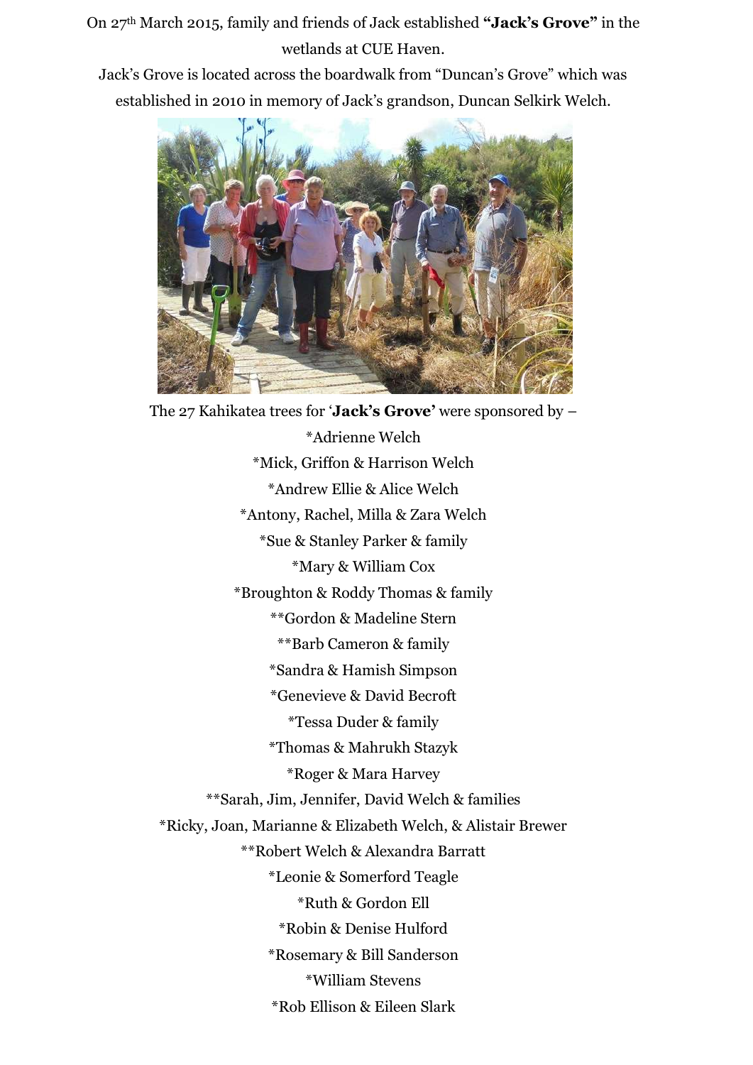On 27th March 2015, family and friends of Jack established **"Jack's Grove"** in the wetlands at CUE Haven.

Jack's Grove is located across the boardwalk from "Duncan's Grove" which was established in 2010 in memory of Jack's grandson, Duncan Selkirk Welch.

The 27 Kahikatea trees for '**Jack's Grove**' were sponsored by –

*Adrienne Welch

*Mick, Griffon & Harrison Welch

*Andrew Ellie & Alice Welch

*Antony, Rachel, Milla & Zara Welch

*Sue & Stanley Parker & family

*Mary & William Cox

*Broughton & Roddy Thomas & family

**Gordon & Madeline Stern

**Barb Cameron & family

*Sandra & Hamish Simpson

*Genevieve & David Becroft

*Tessa Duder & family

*Thomas & Mahrukh Stazyk

*Roger & Mara Harvey

**Sarah, Jim, Jennifer, David Welch & families

*Ricky, Joan, Marianne & Elizabeth Welch, & Alistair Brewer

**Robert Welch & Alexandra Barratt

*Leonie & Somerford Teagle

*Ruth & Gordon Ell

*Robin & Denise Hulford

*Rosemary & Bill Sanderson

*William Stevens

*Rob Ellison & Eileen Slark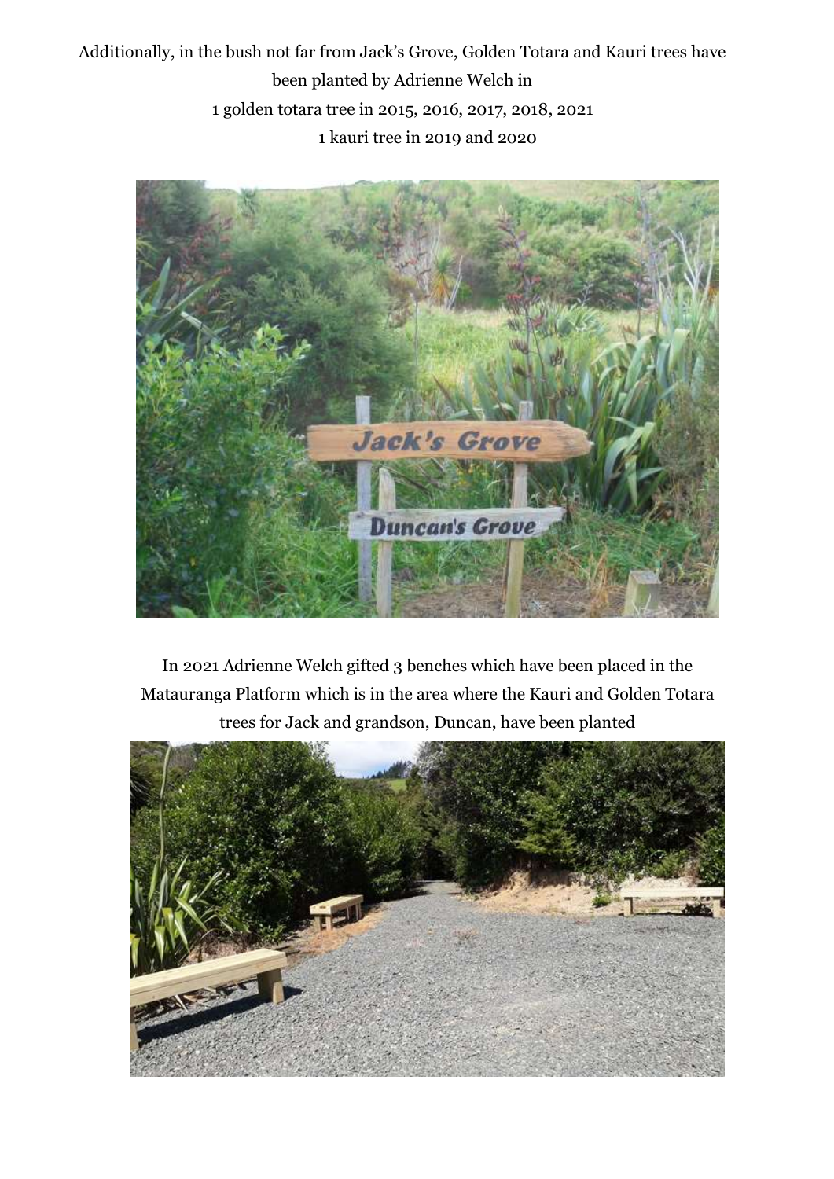Additionally, in the bush not far from Jack's Grove, Golden Totara and Kauri trees have been planted by Adrienne Welch in

1 golden totara tree in 2015, 2016, 2017, 2018, 2021

1 kauri tree in 2019 and 2020

In 2021 Adrienne Welch gifted 3 benches which have been placed in the Matauranga Platform which is in the area where the Kauri and Golden Totara trees for Jack and grandson, Duncan, have been planted